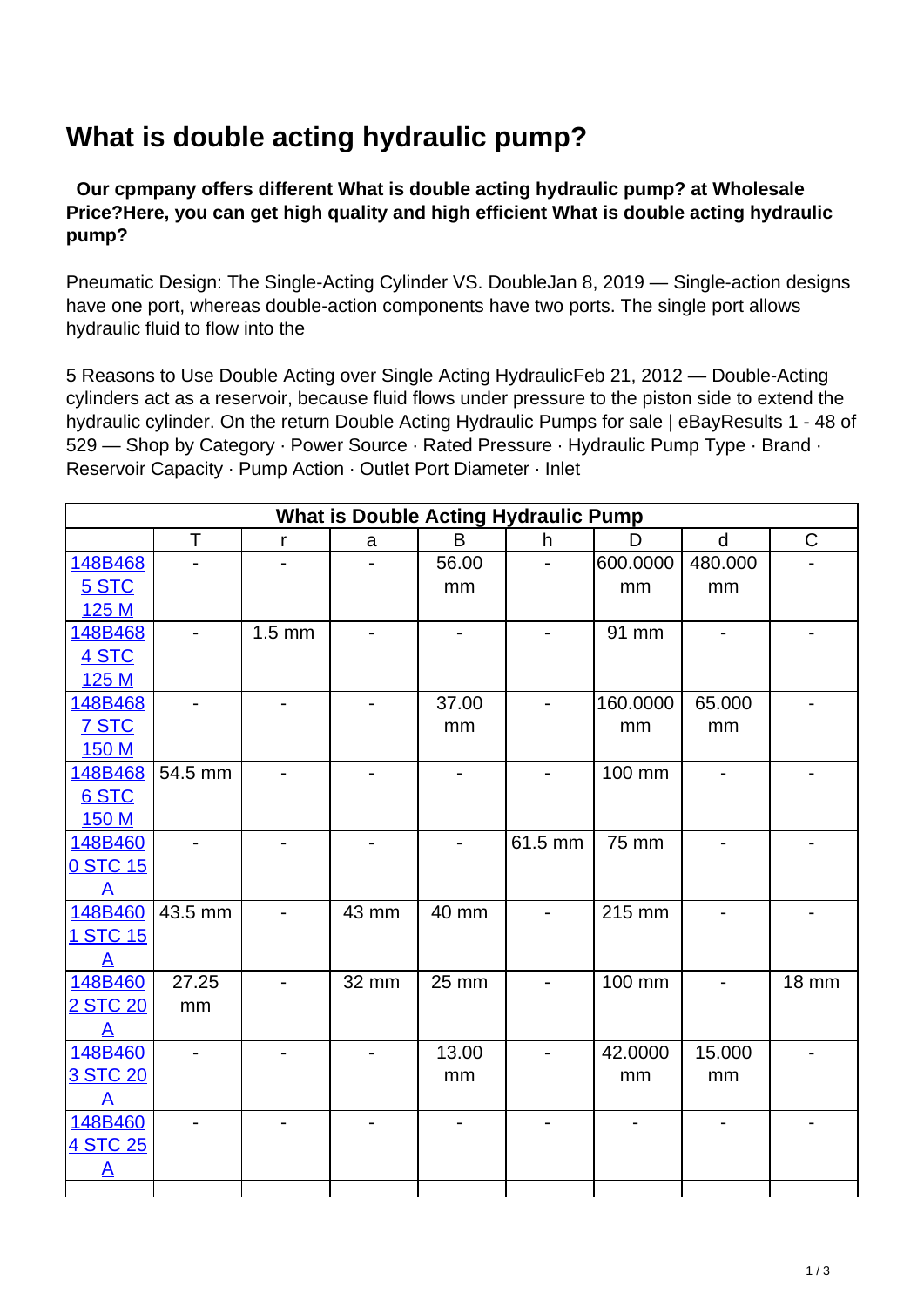# What is double acting hydraulic pump?

**Our cpmpany offers different What is double acting hydraulic pump? at Wholesale Price?Here, you can get high quality and high efficient What is double acting hydraulic pump?**

Pneumatic Design: The Single-Acting Cylinder VS. DoubleJan 8, 2019 — Single-action designs have one port, whereas double-action components have two ports. The single port allows hydraulic fluid to flow into the

5 Reasons to Use Double Acting over Single Acting HydraulicFeb 21, 2012 — Double-Acting cylinders act as a reservoir, because fluid flows under pressure to the piston side to extend the hydraulic cylinder. On the return Double Acting Hydraulic Pumps for sale | eBayResults 1 - 48 of 529 — Shop by Category · Power Source · Rated Pressure · Hydraulic Pump Type · Brand · Reservoir Capacity · Pump Action · Outlet Port Diameter · Inlet

| What is Double Acting Hydraulic Pump | | | | | | | | |
|---|---|---|---|---|---|---|---|---|
| | T | r | a | B | h | D | d | C |
| 148B4685 STC 125 M | - | - | - | 56.00 mm | - | 600.0000 mm | 480.000 mm | - |
| 148B4684 STC 125 M | - | 1.5 mm | - | - | - | 91 mm | - | - |
| 148B4687 STC 150 M | - | - | - | 37.00 mm | - | 160.0000 mm | 65.000 mm | - |
| 148B4686 STC 150 M | 54.5 mm | - | - | - | - | 100 mm | - | - |
| 148B4600 STC 15 A | - | - | - | - | 61.5 mm | 75 mm | - | - |
| 148B4601 STC 15 A | 43.5 mm | - | 43 mm | 40 mm | - | 215 mm | - | - |
| 148B4602 STC 20 A | 27.25 mm | - | 32 mm | 25 mm | - | 100 mm | - | 18 mm |
| 148B4603 STC 20 A | - | - | - | 13.00 mm | - | 42.0000 mm | 15.000 mm | - |
| 148B4604 STC 25 A | - | - | - | - | - | - | - | - |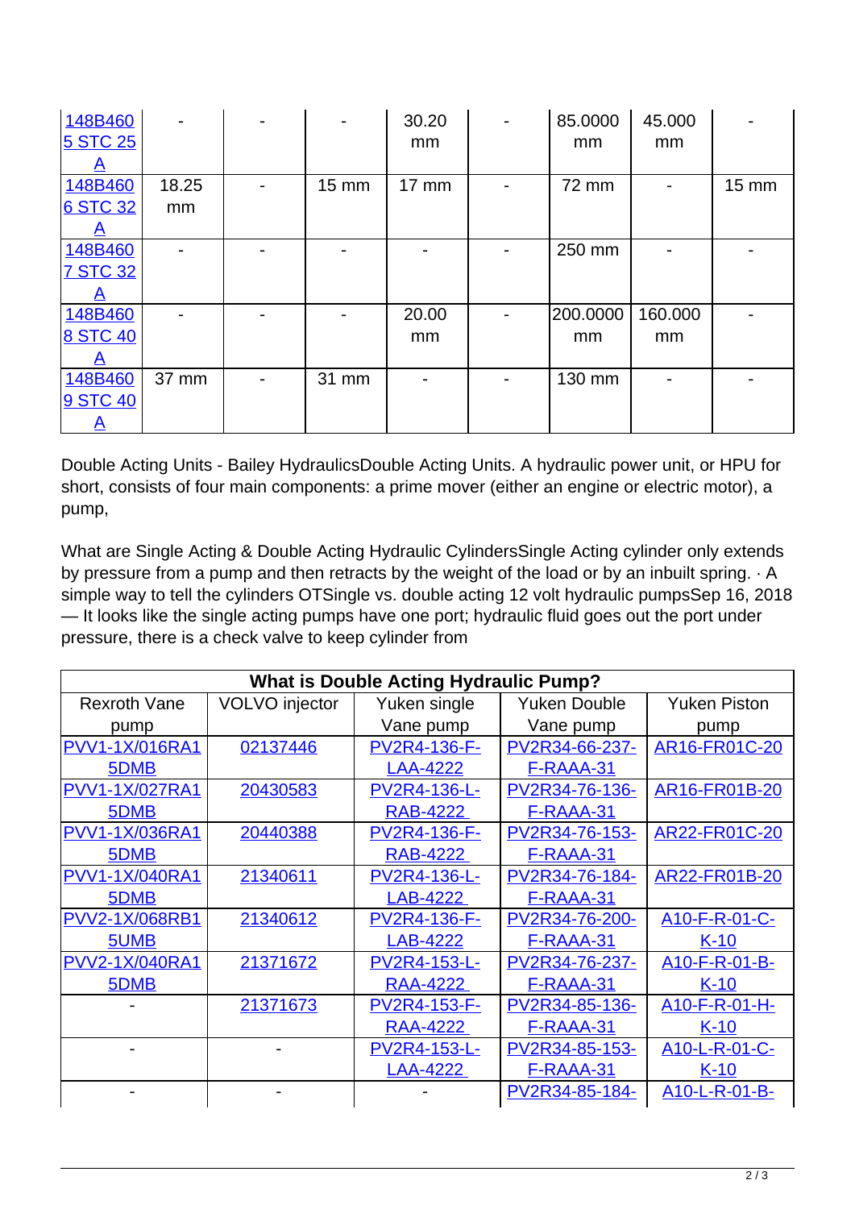| 148B4605 STC 25A | - | - | - | 30.20 mm | - | 85.0000 mm | 45.000 mm | - |
|---|---|---|---|---|---|---|---|---|
| 148B4606 STC 32A | 18.25 mm | - | 15 mm | 17 mm | - | 72 mm | - | 15 mm |
| 148B4607 STC 32A | - | - | - | - | - | 250 mm | - | - |
| 148B4608 STC 40A | - | - | - | 20.00 mm | - | 200.0000 mm | 160.000 mm | - |
| 148B4609 STC 40A | 37 mm | - | 31 mm | - | - | 130 mm | - | - |

Double Acting Units - Bailey HydraulicsDouble Acting Units. A hydraulic power unit, or HPU for short, consists of four main components: a prime mover (either an engine or electric motor), a pump,

What are Single Acting & Double Acting Hydraulic CylindersSingle Acting cylinder only extends by pressure from a pump and then retracts by the weight of the load or by an inbuilt spring. · A simple way to tell the cylinders OTSingle vs. double acting 12 volt hydraulic pumpsSep 16, 2018 — It looks like the single acting pumps have one port; hydraulic fluid goes out the port under pressure, there is a check valve to keep cylinder from

| What is Double Acting Hydraulic Pump? | | | | |
|---|---|---|---|---|
| Rexroth Vane pump | VOLVO injector | Yuken single Vane pump | Yuken Double Vane pump | Yuken Piston pump |
| PVV1-1X/016RA15DMB | 02137446 | PV2R4-136-F-LAA-4222 | PV2R34-66-237-F-RAAA-31 | AR16-FR01C-20 |
| PVV1-1X/027RA15DMB | 20430583 | PV2R4-136-L-RAB-4222 | PV2R34-76-136-F-RAAA-31 | AR16-FR01B-20 |
| PVV1-1X/036RA15DMB | 20440388 | PV2R4-136-F-RAB-4222 | PV2R34-76-153-F-RAAA-31 | AR22-FR01C-20 |
| PVV1-1X/040RA15DMB | 21340611 | PV2R4-136-L-LAB-4222 | PV2R34-76-184-F-RAAA-31 | AR22-FR01B-20 |
| PVV2-1X/068RB15UMB | 21340612 | PV2R4-136-F-LAB-4222 | PV2R34-76-200-F-RAAA-31 | A10-F-R-01-C-K-10 |
| PVV2-1X/040RA15DMB | 21371672 | PV2R4-153-L-RAA-4222 | PV2R34-76-237-F-RAAA-31 | A10-F-R-01-B-K-10 |
| - | 21371673 | PV2R4-153-F-RAA-4222 | PV2R34-85-136-F-RAAA-31 | A10-F-R-01-H-K-10 |
| - | - | PV2R4-153-L-LAA-4222 | PV2R34-85-153-F-RAAA-31 | A10-L-R-01-C-K-10 |
| - | - | - | PV2R34-85-184- | A10-L-R-01-B- |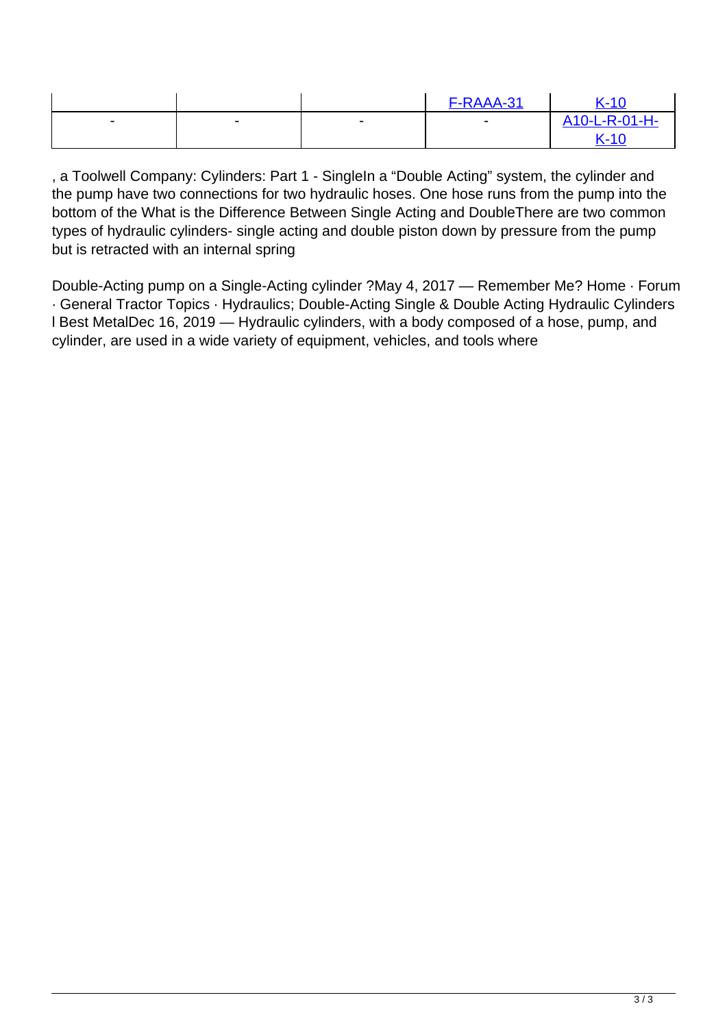| | | | | |
|---|---|---|---|---|
| | | | F-RAAA-31 | K-10 |
| - | - | - | - | A10-L-R-01-H-K-10 |

, a Toolwell Company: Cylinders: Part 1 - SingleIn a “Double Acting” system, the cylinder and the pump have two connections for two hydraulic hoses. One hose runs from the pump into the bottom of the What is the Difference Between Single Acting and DoubleThere are two common types of hydraulic cylinders- single acting and double piston down by pressure from the pump but is retracted with an internal spring

Double-Acting pump on a Single-Acting cylinder ?May 4, 2017 — Remember Me? Home · Forum · General Tractor Topics · Hydraulics; Double-Acting Single & Double Acting Hydraulic Cylinders l Best MetalDec 16, 2019 — Hydraulic cylinders, with a body composed of a hose, pump, and cylinder, are used in a wide variety of equipment, vehicles, and tools where